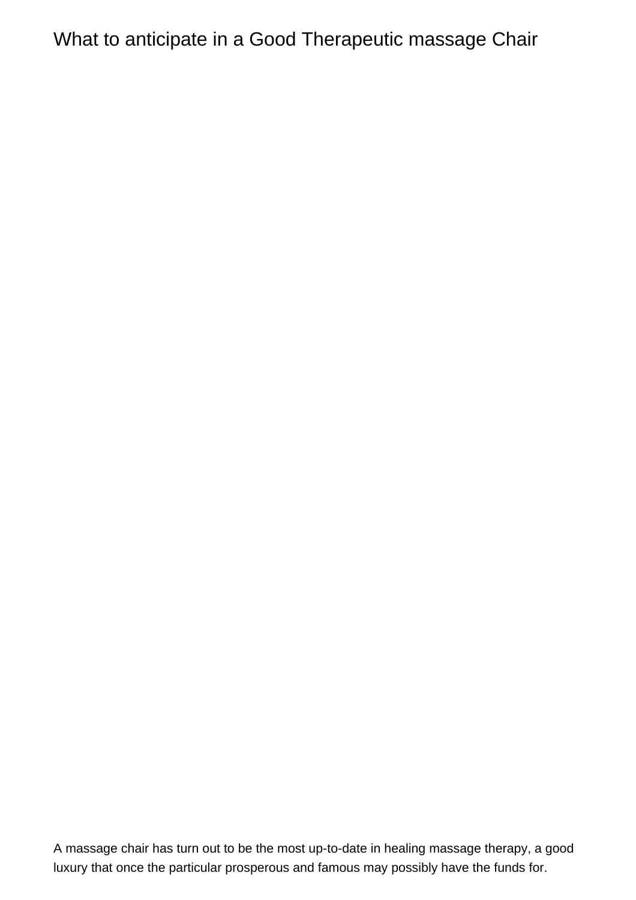# What to anticipate in a Good Therapeutic massage Chair

A massage chair has turn out to be the most up-to-date in healing massage therapy, a good luxury that once the particular prosperous and famous may possibly have the funds for.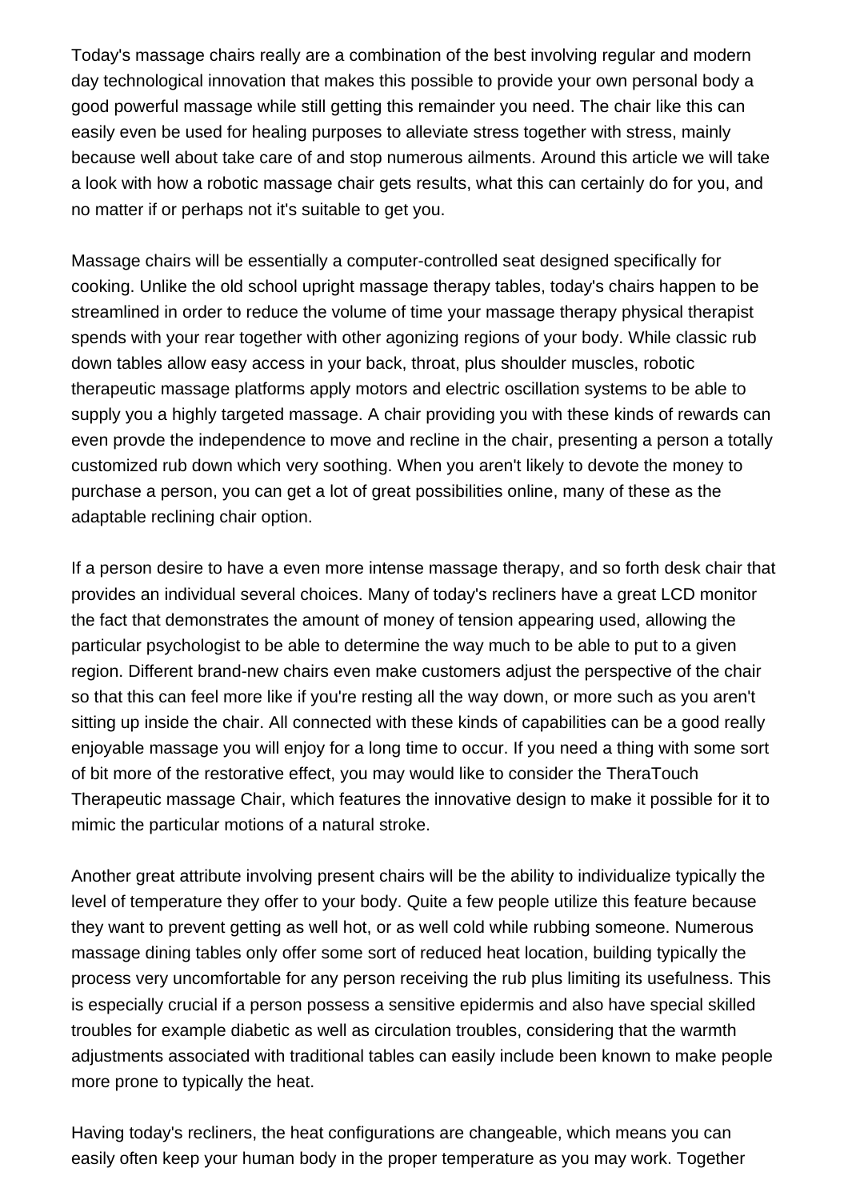Today's massage chairs really are a combination of the best involving regular and modern day technological innovation that makes this possible to provide your own personal body a good powerful massage while still getting this remainder you need. The chair like this can easily even be used for healing purposes to alleviate stress together with stress, mainly because well about take care of and stop numerous ailments. Around this article we will take a look with how a robotic massage chair gets results, what this can certainly do for you, and no matter if or perhaps not it's suitable to get you.

Massage chairs will be essentially a computer-controlled seat designed specifically for cooking. Unlike the old school upright massage therapy tables, today's chairs happen to be streamlined in order to reduce the volume of time your massage therapy physical therapist spends with your rear together with other agonizing regions of your body. While classic rub down tables allow easy access in your back, throat, plus shoulder muscles, robotic therapeutic massage platforms apply motors and electric oscillation systems to be able to supply you a highly targeted massage. A chair providing you with these kinds of rewards can even provde the independence to move and recline in the chair, presenting a person a totally customized rub down which very soothing. When you aren't likely to devote the money to purchase a person, you can get a lot of great possibilities online, many of these as the adaptable reclining chair option.

If a person desire to have a even more intense massage therapy, and so forth desk chair that provides an individual several choices. Many of today's recliners have a great LCD monitor the fact that demonstrates the amount of money of tension appearing used, allowing the particular psychologist to be able to determine the way much to be able to put to a given region. Different brand-new chairs even make customers adjust the perspective of the chair so that this can feel more like if you're resting all the way down, or more such as you aren't sitting up inside the chair. All connected with these kinds of capabilities can be a good really enjoyable massage you will enjoy for a long time to occur. If you need a thing with some sort of bit more of the restorative effect, you may would like to consider the TheraTouch Therapeutic massage Chair, which features the innovative design to make it possible for it to mimic the particular motions of a natural stroke.

Another great attribute involving present chairs will be the ability to individualize typically the level of temperature they offer to your body. Quite a few people utilize this feature because they want to prevent getting as well hot, or as well cold while rubbing someone. Numerous massage dining tables only offer some sort of reduced heat location, building typically the process very uncomfortable for any person receiving the rub plus limiting its usefulness. This is especially crucial if a person possess a sensitive epidermis and also have special skilled troubles for example diabetic as well as circulation troubles, considering that the warmth adjustments associated with traditional tables can easily include been known to make people more prone to typically the heat.

Having today's recliners, the heat configurations are changeable, which means you can easily often keep your human body in the proper temperature as you may work. Together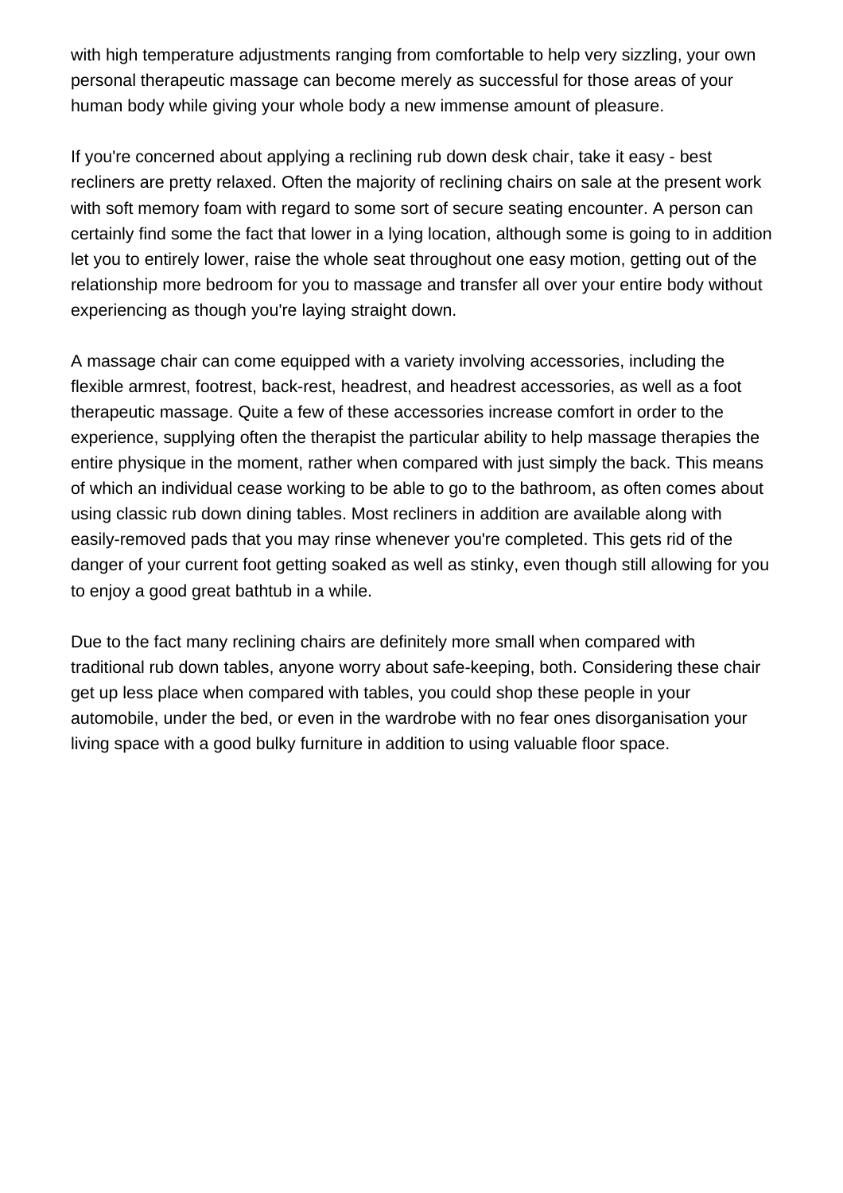with high temperature adjustments ranging from comfortable to help very sizzling, your own personal therapeutic massage can become merely as successful for those areas of your human body while giving your whole body a new immense amount of pleasure.

If you're concerned about applying a reclining rub down desk chair, take it easy - best recliners are pretty relaxed. Often the majority of reclining chairs on sale at the present work with soft memory foam with regard to some sort of secure seating encounter. A person can certainly find some the fact that lower in a lying location, although some is going to in addition let you to entirely lower, raise the whole seat throughout one easy motion, getting out of the relationship more bedroom for you to massage and transfer all over your entire body without experiencing as though you're laying straight down.

A massage chair can come equipped with a variety involving accessories, including the flexible armrest, footrest, back-rest, headrest, and headrest accessories, as well as a foot therapeutic massage. Quite a few of these accessories increase comfort in order to the experience, supplying often the therapist the particular ability to help massage therapies the entire physique in the moment, rather when compared with just simply the back. This means of which an individual cease working to be able to go to the bathroom, as often comes about using classic rub down dining tables. Most recliners in addition are available along with easily-removed pads that you may rinse whenever you're completed. This gets rid of the danger of your current foot getting soaked as well as stinky, even though still allowing for you to enjoy a good great bathtub in a while.

Due to the fact many reclining chairs are definitely more small when compared with traditional rub down tables, anyone worry about safe-keeping, both. Considering these chair get up less place when compared with tables, you could shop these people in your automobile, under the bed, or even in the wardrobe with no fear ones disorganisation your living space with a good bulky furniture in addition to using valuable floor space.